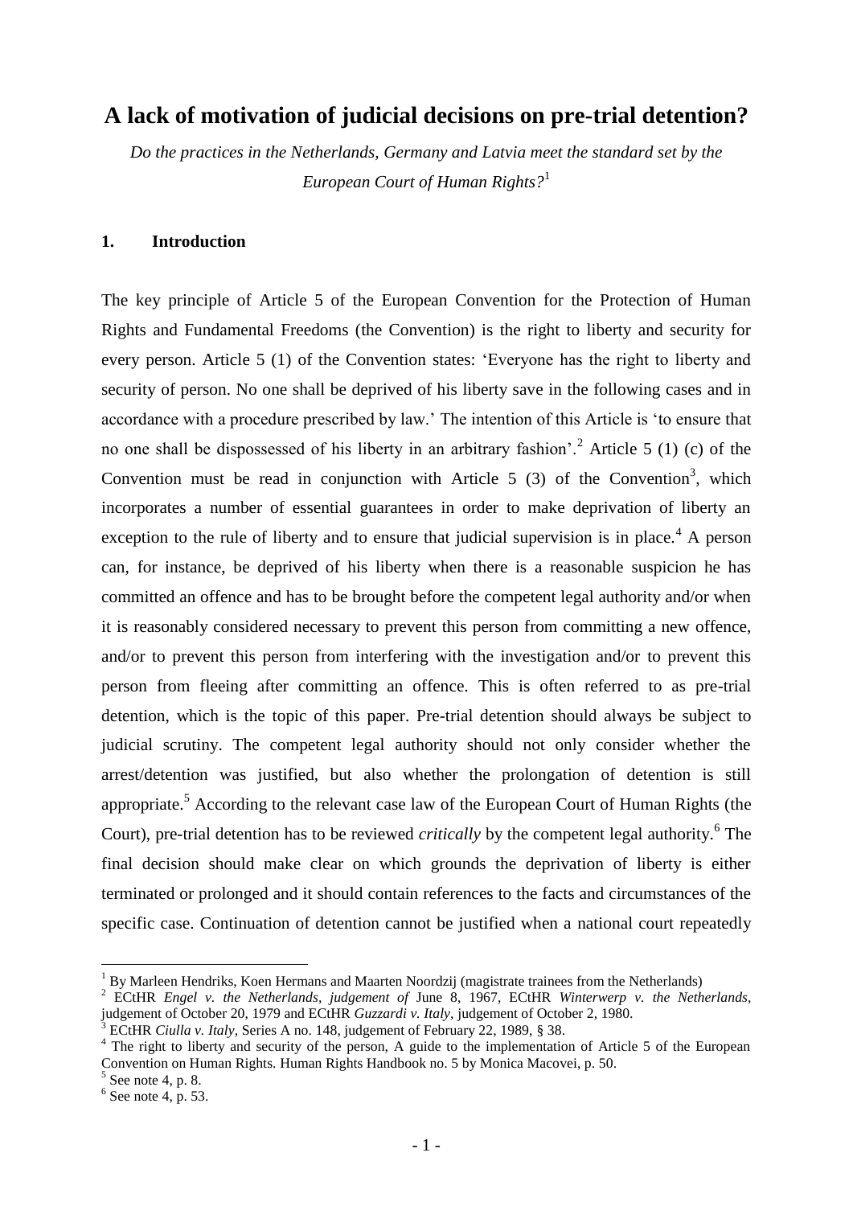# A lack of motivation of judicial decisions on pre-trial detention?

*Do the practices in the Netherlands, Germany and Latvia meet the standard set by the European Court of Human Rights?*[1]

## 1. Introduction

The key principle of Article 5 of the European Convention for the Protection of Human Rights and Fundamental Freedoms (the Convention) is the right to liberty and security for every person. Article 5 (1) of the Convention states: 'Everyone has the right to liberty and security of person. No one shall be deprived of his liberty save in the following cases and in accordance with a procedure prescribed by law.' The intention of this Article is 'to ensure that no one shall be dispossessed of his liberty in an arbitrary fashion'.[2] Article 5 (1) (c) of the Convention must be read in conjunction with Article 5 (3) of the Convention[3], which incorporates a number of essential guarantees in order to make deprivation of liberty an exception to the rule of liberty and to ensure that judicial supervision is in place.[4] A person can, for instance, be deprived of his liberty when there is a reasonable suspicion he has committed an offence and has to be brought before the competent legal authority and/or when it is reasonably considered necessary to prevent this person from committing a new offence, and/or to prevent this person from interfering with the investigation and/or to prevent this person from fleeing after committing an offence. This is often referred to as pre-trial detention, which is the topic of this paper. Pre-trial detention should always be subject to judicial scrutiny. The competent legal authority should not only consider whether the arrest/detention was justified, but also whether the prolongation of detention is still appropriate.[5] According to the relevant case law of the European Court of Human Rights (the Court), pre-trial detention has to be reviewed *critically* by the competent legal authority.[6] The final decision should make clear on which grounds the deprivation of liberty is either terminated or prolonged and it should contain references to the facts and circumstances of the specific case. Continuation of detention cannot be justified when a national court repeatedly

---

[1] By Marleen Hendriks, Koen Hermans and Maarten Noordzij (magistrate trainees from the Netherlands)

[2] ECtHR *Engel v. the Netherlands, judgement of* June 8, 1967, ECtHR *Winterwerp v. the Netherlands*, judgement of October 20, 1979 and ECtHR *Guzzardi v. Italy*, judgement of October 2, 1980.

[3] ECtHR *Ciulla v. Italy*, Series A no. 148, judgement of February 22, 1989, § 38.

[4] The right to liberty and security of the person, A guide to the implementation of Article 5 of the European Convention on Human Rights. Human Rights Handbook no. 5 by Monica Macovei, p. 50.

[5] See note 4, p. 8.

[6] See note 4, p. 53.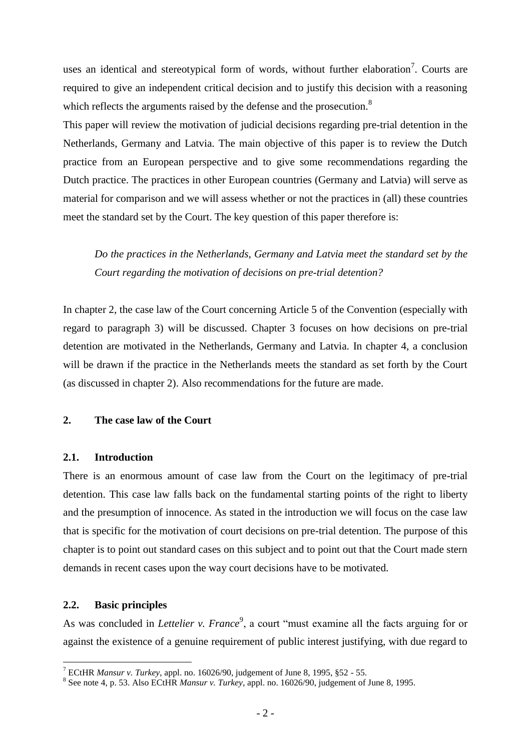uses an identical and stereotypical form of words, without further elaboration[7]. Courts are required to give an independent critical decision and to justify this decision with a reasoning which reflects the arguments raised by the defense and the prosecution.[8]

This paper will review the motivation of judicial decisions regarding pre-trial detention in the Netherlands, Germany and Latvia. The main objective of this paper is to review the Dutch practice from an European perspective and to give some recommendations regarding the Dutch practice. The practices in other European countries (Germany and Latvia) will serve as material for comparison and we will assess whether or not the practices in (all) these countries meet the standard set by the Court. The key question of this paper therefore is:

> *Do the practices in the Netherlands, Germany and Latvia meet the standard set by the Court regarding the motivation of decisions on pre-trial detention?*

In chapter 2, the case law of the Court concerning Article 5 of the Convention (especially with regard to paragraph 3) will be discussed. Chapter 3 focuses on how decisions on pre-trial detention are motivated in the Netherlands, Germany and Latvia. In chapter 4, a conclusion will be drawn if the practice in the Netherlands meets the standard as set forth by the Court (as discussed in chapter 2). Also recommendations for the future are made.

## 2. The case law of the Court

### 2.1. Introduction

There is an enormous amount of case law from the Court on the legitimacy of pre-trial detention. This case law falls back on the fundamental starting points of the right to liberty and the presumption of innocence. As stated in the introduction we will focus on the case law that is specific for the motivation of court decisions on pre-trial detention. The purpose of this chapter is to point out standard cases on this subject and to point out that the Court made stern demands in recent cases upon the way court decisions have to be motivated.

### 2.2. Basic principles

As was concluded in *Lettelier v. France*[9], a court "must examine all the facts arguing for or against the existence of a genuine requirement of public interest justifying, with due regard to

---

[7] ECtHR *Mansur v. Turkey*, appl. no. 16026/90, judgement of June 8, 1995, §52 - 55.

[8] See note 4, p. 53. Also ECtHR *Mansur v. Turkey*, appl. no. 16026/90, judgement of June 8, 1995.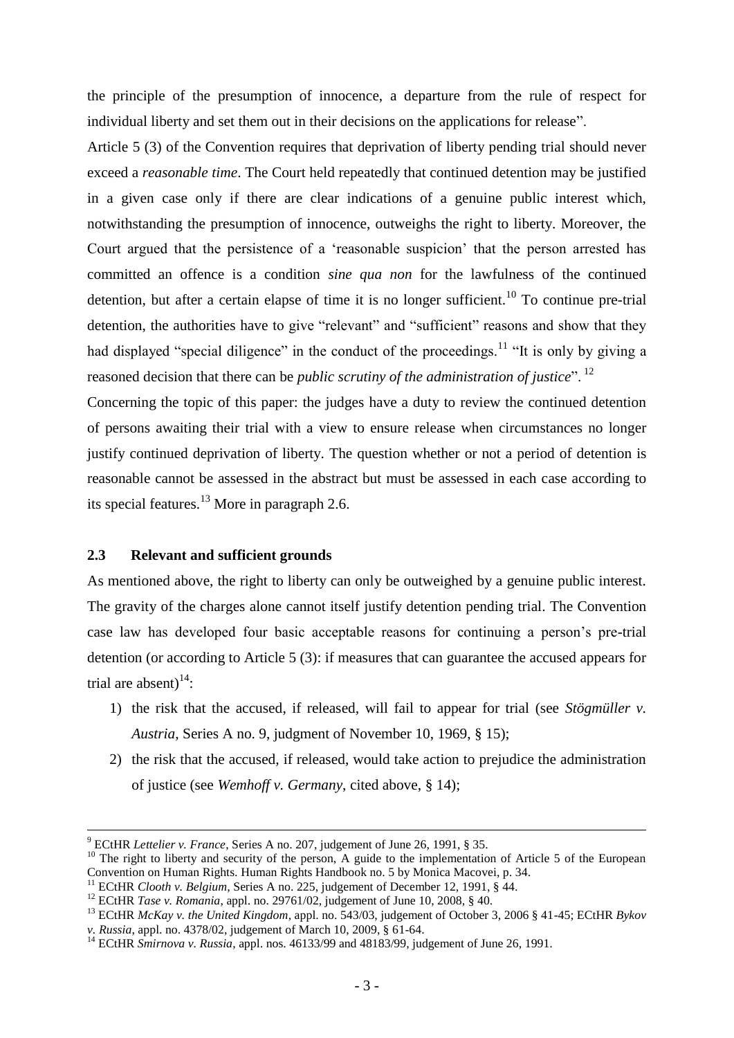the principle of the presumption of innocence, a departure from the rule of respect for individual liberty and set them out in their decisions on the applications for release".

Article 5 (3) of the Convention requires that deprivation of liberty pending trial should never exceed a *reasonable time*. The Court held repeatedly that continued detention may be justified in a given case only if there are clear indications of a genuine public interest which, notwithstanding the presumption of innocence, outweighs the right to liberty. Moreover, the Court argued that the persistence of a 'reasonable suspicion' that the person arrested has committed an offence is a condition *sine qua non* for the lawfulness of the continued detention, but after a certain elapse of time it is no longer sufficient.[10] To continue pre-trial detention, the authorities have to give "relevant" and "sufficient" reasons and show that they had displayed "special diligence" in the conduct of the proceedings.[11] "It is only by giving a reasoned decision that there can be *public scrutiny of the administration of justice*".[12]

Concerning the topic of this paper: the judges have a duty to review the continued detention of persons awaiting their trial with a view to ensure release when circumstances no longer justify continued deprivation of liberty. The question whether or not a period of detention is reasonable cannot be assessed in the abstract but must be assessed in each case according to its special features.[13] More in paragraph 2.6.

## 2.3 Relevant and sufficient grounds

As mentioned above, the right to liberty can only be outweighed by a genuine public interest. The gravity of the charges alone cannot itself justify detention pending trial. The Convention case law has developed four basic acceptable reasons for continuing a person's pre-trial detention (or according to Article 5 (3): if measures that can guarantee the accused appears for trial are absent)[14]:

1) the risk that the accused, if released, will fail to appear for trial (see *Stögmüller v. Austria*, Series A no. 9, judgment of November 10, 1969, § 15);
2) the risk that the accused, if released, would take action to prejudice the administration of justice (see *Wemhoff v. Germany*, cited above, § 14);

---

[9] ECtHR *Lettelier v. France*, Series A no. 207, judgement of June 26, 1991, § 35.

[10] The right to liberty and security of the person, A guide to the implementation of Article 5 of the European Convention on Human Rights. Human Rights Handbook no. 5 by Monica Macovei, p. 34.

[11] ECtHR *Clooth v. Belgium*, Series A no. 225, judgement of December 12, 1991, § 44.

[12] ECtHR *Tase v. Romania*, appl. no. 29761/02, judgement of June 10, 2008, § 40.

[13] ECtHR *McKay v. the United Kingdom*, appl. no. 543/03, judgement of October 3, 2006 § 41-45; ECtHR *Bykov v. Russia*, appl. no. 4378/02, judgement of March 10, 2009, § 61-64.

[14] ECtHR *Smirnova v. Russia*, appl. nos. 46133/99 and 48183/99, judgement of June 26, 1991.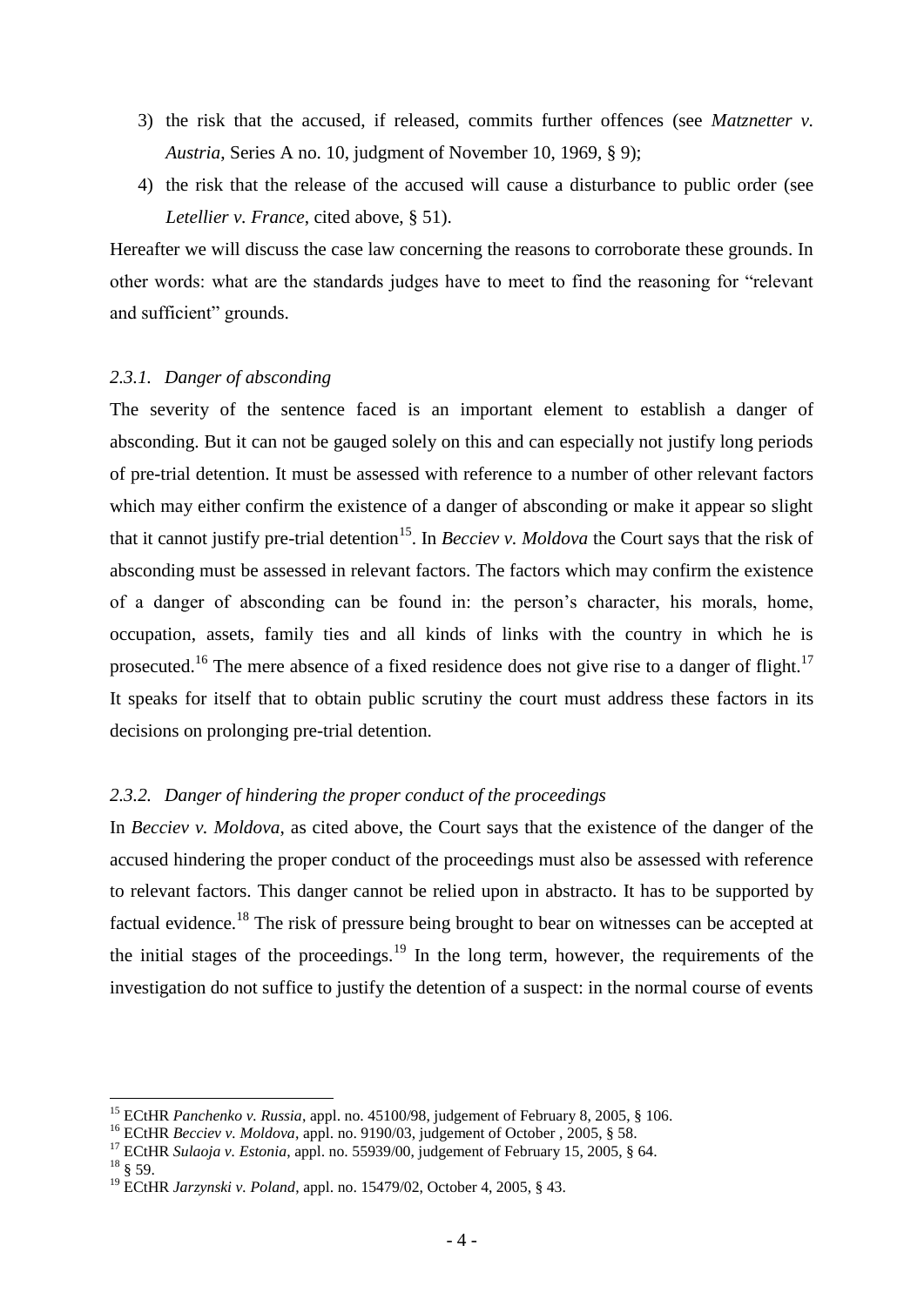3) the risk that the accused, if released, commits further offences (see *Matznetter v. Austria*, Series A no. 10, judgment of November 10, 1969, § 9);
4) the risk that the release of the accused will cause a disturbance to public order (see *Letellier v. France*, cited above, § 51).

Hereafter we will discuss the case law concerning the reasons to corroborate these grounds. In other words: what are the standards judges have to meet to find the reasoning for "relevant and sufficient" grounds.

### *2.3.1. Danger of absconding*

The severity of the sentence faced is an important element to establish a danger of absconding. But it can not be gauged solely on this and can especially not justify long periods of pre-trial detention. It must be assessed with reference to a number of other relevant factors which may either confirm the existence of a danger of absconding or make it appear so slight that it cannot justify pre-trial detention[15]. In *Becciev v. Moldova* the Court says that the risk of absconding must be assessed in relevant factors. The factors which may confirm the existence of a danger of absconding can be found in: the person's character, his morals, home, occupation, assets, family ties and all kinds of links with the country in which he is prosecuted.[16] The mere absence of a fixed residence does not give rise to a danger of flight.[17] It speaks for itself that to obtain public scrutiny the court must address these factors in its decisions on prolonging pre-trial detention.

### *2.3.2. Danger of hindering the proper conduct of the proceedings*

In *Becciev v. Moldova*, as cited above, the Court says that the existence of the danger of the accused hindering the proper conduct of the proceedings must also be assessed with reference to relevant factors. This danger cannot be relied upon in abstracto. It has to be supported by factual evidence.[18] The risk of pressure being brought to bear on witnesses can be accepted at the initial stages of the proceedings.[19] In the long term, however, the requirements of the investigation do not suffice to justify the detention of a suspect: in the normal course of events

---

[15] ECtHR *Panchenko v. Russia*, appl. no. 45100/98, judgement of February 8, 2005, § 106.

[16] ECtHR *Becciev v. Moldova*, appl. no. 9190/03, judgement of October , 2005, § 58.

[17] ECtHR *Sulaoja v. Estonia*, appl. no. 55939/00, judgement of February 15, 2005, § 64.

[18] § 59.

[19] ECtHR *Jarzynski v. Poland*, appl. no. 15479/02, October 4, 2005, § 43.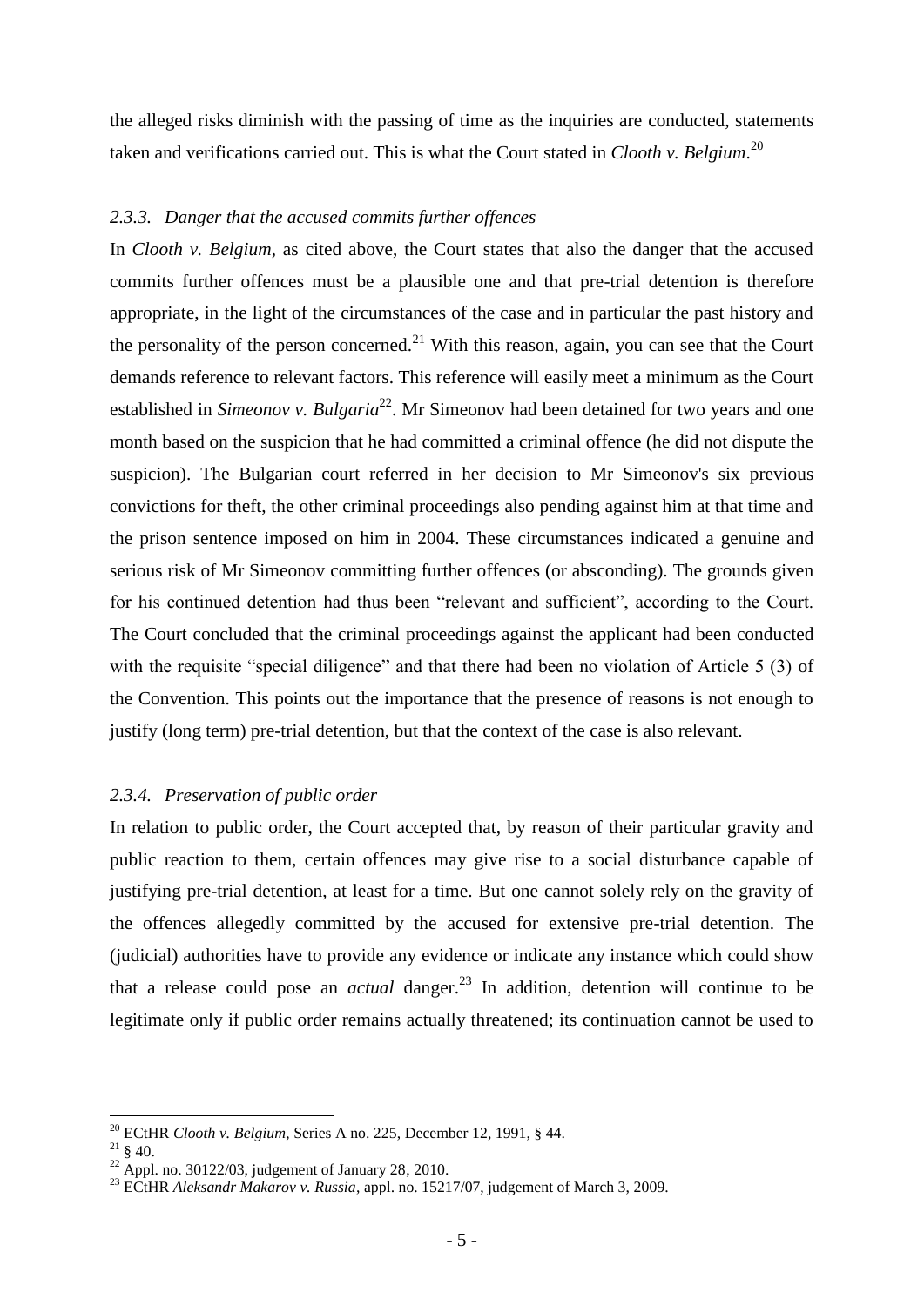the alleged risks diminish with the passing of time as the inquiries are conducted, statements taken and verifications carried out. This is what the Court stated in *Clooth v. Belgium*.[20]

### *2.3.3. Danger that the accused commits further offences*

In *Clooth v. Belgium*, as cited above, the Court states that also the danger that the accused commits further offences must be a plausible one and that pre-trial detention is therefore appropriate, in the light of the circumstances of the case and in particular the past history and the personality of the person concerned.[21] With this reason, again, you can see that the Court demands reference to relevant factors. This reference will easily meet a minimum as the Court established in *Simeonov v. Bulgaria*[22]. Mr Simeonov had been detained for two years and one month based on the suspicion that he had committed a criminal offence (he did not dispute the suspicion). The Bulgarian court referred in her decision to Mr Simeonov's six previous convictions for theft, the other criminal proceedings also pending against him at that time and the prison sentence imposed on him in 2004. These circumstances indicated a genuine and serious risk of Mr Simeonov committing further offences (or absconding). The grounds given for his continued detention had thus been "relevant and sufficient", according to the Court. The Court concluded that the criminal proceedings against the applicant had been conducted with the requisite "special diligence" and that there had been no violation of Article 5 (3) of the Convention. This points out the importance that the presence of reasons is not enough to justify (long term) pre-trial detention, but that the context of the case is also relevant.

### *2.3.4. Preservation of public order*

In relation to public order, the Court accepted that, by reason of their particular gravity and public reaction to them, certain offences may give rise to a social disturbance capable of justifying pre-trial detention, at least for a time. But one cannot solely rely on the gravity of the offences allegedly committed by the accused for extensive pre-trial detention. The (judicial) authorities have to provide any evidence or indicate any instance which could show that a release could pose an *actual* danger.[23] In addition, detention will continue to be legitimate only if public order remains actually threatened; its continuation cannot be used to

---

[20] ECtHR *Clooth v. Belgium*, Series A no. 225, December 12, 1991, § 44.

[21] § 40.

[22] Appl. no. 30122/03, judgement of January 28, 2010.

[23] ECtHR *Aleksandr Makarov v. Russia*, appl. no. 15217/07, judgement of March 3, 2009.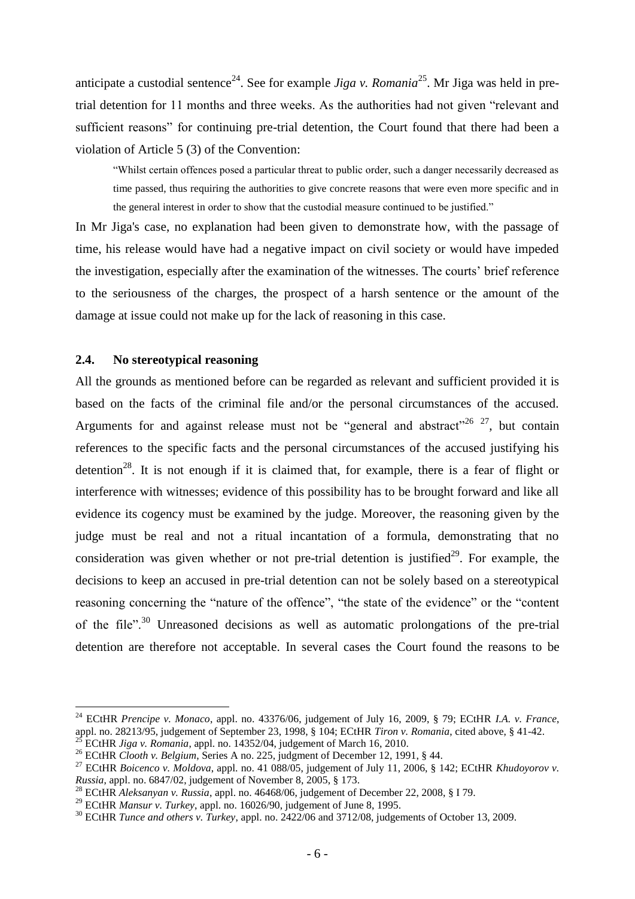anticipate a custodial sentence[24]. See for example *Jiga v. Romania*[25]. Mr Jiga was held in pre-trial detention for 11 months and three weeks. As the authorities had not given "relevant and sufficient reasons" for continuing pre-trial detention, the Court found that there had been a violation of Article 5 (3) of the Convention:

> "Whilst certain offences posed a particular threat to public order, such a danger necessarily decreased as time passed, thus requiring the authorities to give concrete reasons that were even more specific and in the general interest in order to show that the custodial measure continued to be justified."

In Mr Jiga's case, no explanation had been given to demonstrate how, with the passage of time, his release would have had a negative impact on civil society or would have impeded the investigation, especially after the examination of the witnesses. The courts' brief reference to the seriousness of the charges, the prospect of a harsh sentence or the amount of the damage at issue could not make up for the lack of reasoning in this case.

### 2.4. No stereotypical reasoning

All the grounds as mentioned before can be regarded as relevant and sufficient provided it is based on the facts of the criminal file and/or the personal circumstances of the accused. Arguments for and against release must not be "general and abstract"[26] [27], but contain references to the specific facts and the personal circumstances of the accused justifying his detention[28]. It is not enough if it is claimed that, for example, there is a fear of flight or interference with witnesses; evidence of this possibility has to be brought forward and like all evidence its cogency must be examined by the judge. Moreover, the reasoning given by the judge must be real and not a ritual incantation of a formula, demonstrating that no consideration was given whether or not pre-trial detention is justified[29]. For example, the decisions to keep an accused in pre-trial detention can not be solely based on a stereotypical reasoning concerning the "nature of the offence", "the state of the evidence" or the "content of the file".[30] Unreasoned decisions as well as automatic prolongations of the pre-trial detention are therefore not acceptable. In several cases the Court found the reasons to be

---

[24] ECtHR *Prencipe v. Monaco*, appl. no. 43376/06, judgement of July 16, 2009, § 79; ECtHR *I.A. v. France*, appl. no. 28213/95, judgement of September 23, 1998, § 104; ECtHR *Tiron v. Romania*, cited above, § 41-42.

[25] ECtHR *Jiga v. Romania*, appl. no. 14352/04, judgement of March 16, 2010.

[26] ECtHR *Clooth v. Belgium*, Series A no. 225, judgment of December 12, 1991, § 44.

[27] ECtHR *Boicenco v. Moldova*, appl. no. 41 088/05, judgement of July 11, 2006, § 142; ECtHR *Khudoyorov v. Russia*, appl. no. 6847/02, judgement of November 8, 2005, § 173.

[28] ECtHR *Aleksanyan v. Russia*, appl. no. 46468/06, judgement of December 22, 2008, § I 79.

[29] ECtHR *Mansur v. Turkey*, appl. no. 16026/90, judgement of June 8, 1995.

[30] ECtHR *Tunce and others v. Turkey*, appl. no. 2422/06 and 3712/08, judgements of October 13, 2009.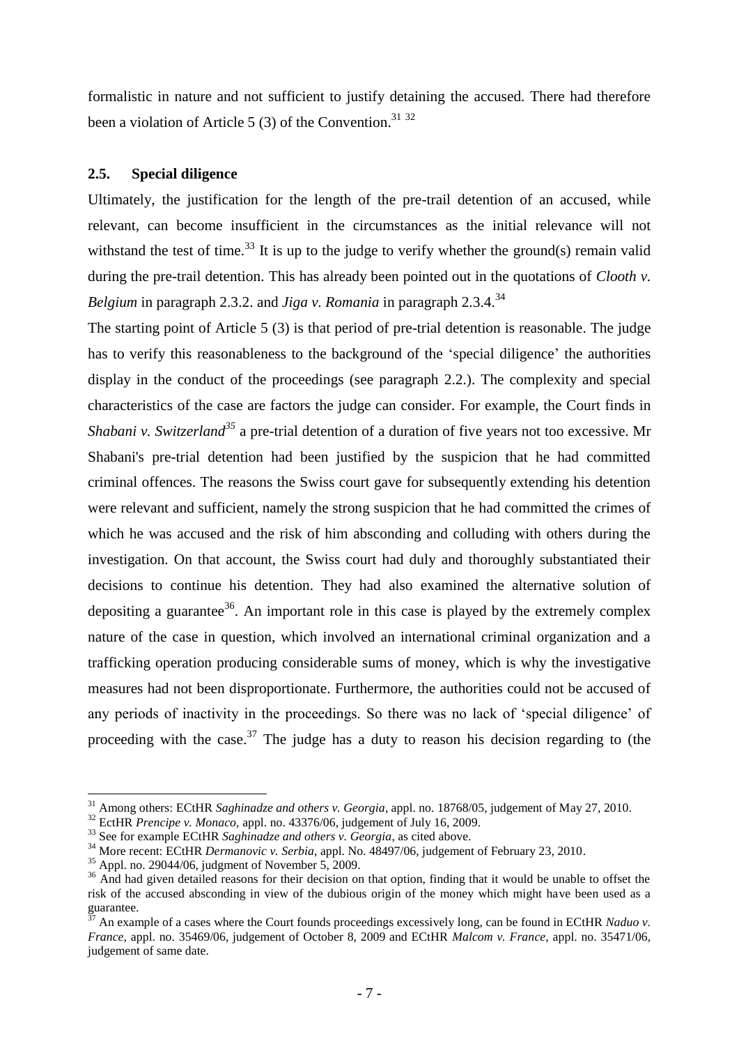formalistic in nature and not sufficient to justify detaining the accused. There had therefore been a violation of Article 5 (3) of the Convention.[31] [32]

## 2.5. Special diligence

Ultimately, the justification for the length of the pre-trail detention of an accused, while relevant, can become insufficient in the circumstances as the initial relevance will not withstand the test of time.[33] It is up to the judge to verify whether the ground(s) remain valid during the pre-trail detention. This has already been pointed out in the quotations of *Clooth v. Belgium* in paragraph 2.3.2. and *Jiga v. Romania* in paragraph 2.3.4.[34]

The starting point of Article 5 (3) is that period of pre-trial detention is reasonable. The judge has to verify this reasonableness to the background of the 'special diligence' the authorities display in the conduct of the proceedings (see paragraph 2.2.). The complexity and special characteristics of the case are factors the judge can consider. For example, the Court finds in *Shabani v. Switzerland*[35] a pre-trial detention of a duration of five years not too excessive. Mr Shabani's pre-trial detention had been justified by the suspicion that he had committed criminal offences. The reasons the Swiss court gave for subsequently extending his detention were relevant and sufficient, namely the strong suspicion that he had committed the crimes of which he was accused and the risk of him absconding and colluding with others during the investigation. On that account, the Swiss court had duly and thoroughly substantiated their decisions to continue his detention. They had also examined the alternative solution of depositing a guarantee[36]. An important role in this case is played by the extremely complex nature of the case in question, which involved an international criminal organization and a trafficking operation producing considerable sums of money, which is why the investigative measures had not been disproportionate. Furthermore, the authorities could not be accused of any periods of inactivity in the proceedings. So there was no lack of 'special diligence' of proceeding with the case.[37] The judge has a duty to reason his decision regarding to (the

---

[31] Among others: ECtHR *Saghinadze and others v. Georgia*, appl. no. 18768/05, judgement of May 27, 2010.

[32] EctHR *Prencipe v. Monaco*, appl. no. 43376/06, judgement of July 16, 2009.

[33] See for example ECtHR *Saghinadze and others v. Georgia*, as cited above.

[34] More recent: ECtHR *Dermanovic v. Serbia*, appl. No. 48497/06, judgement of February 23, 2010.

[35] Appl. no. 29044/06, judgment of November 5, 2009.

[36] And had given detailed reasons for their decision on that option, finding that it would be unable to offset the risk of the accused absconding in view of the dubious origin of the money which might have been used as a guarantee.

[37] An example of a cases where the Court founds proceedings excessively long, can be found in ECtHR *Naduo v. France*, appl. no. 35469/06, judgement of October 8, 2009 and ECtHR *Malcom v. France*, appl. no. 35471/06, judgement of same date.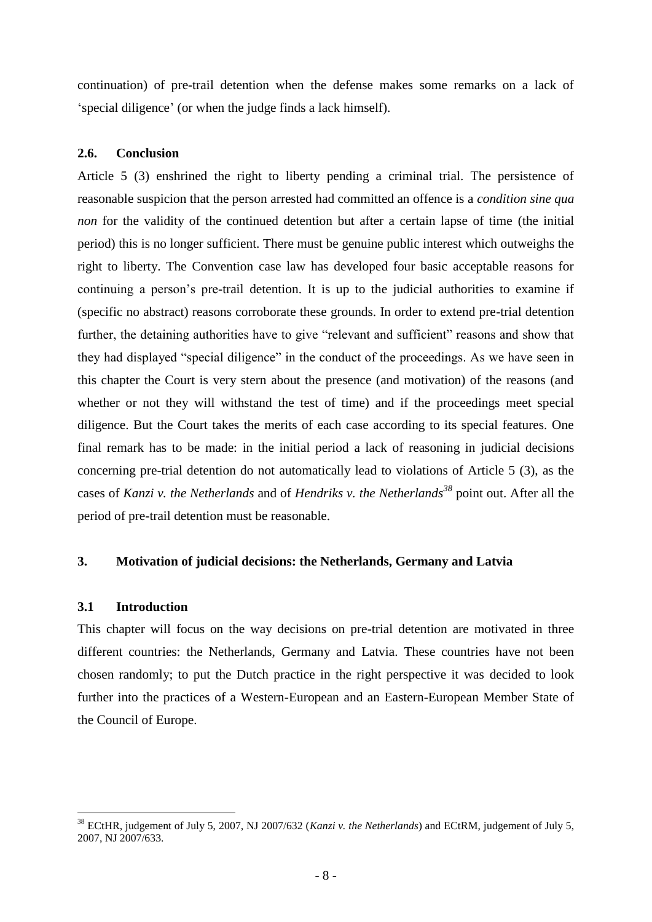continuation) of pre-trail detention when the defense makes some remarks on a lack of 'special diligence' (or when the judge finds a lack himself).

### 2.6. Conclusion

Article 5 (3) enshrined the right to liberty pending a criminal trial. The persistence of reasonable suspicion that the person arrested had committed an offence is a *condition sine qua non* for the validity of the continued detention but after a certain lapse of time (the initial period) this is no longer sufficient. There must be genuine public interest which outweighs the right to liberty. The Convention case law has developed four basic acceptable reasons for continuing a person's pre-trail detention. It is up to the judicial authorities to examine if (specific no abstract) reasons corroborate these grounds. In order to extend pre-trial detention further, the detaining authorities have to give "relevant and sufficient" reasons and show that they had displayed "special diligence" in the conduct of the proceedings. As we have seen in this chapter the Court is very stern about the presence (and motivation) of the reasons (and whether or not they will withstand the test of time) and if the proceedings meet special diligence. But the Court takes the merits of each case according to its special features. One final remark has to be made: in the initial period a lack of reasoning in judicial decisions concerning pre-trial detention do not automatically lead to violations of Article 5 (3), as the cases of *Kanzi v. the Netherlands* and of *Hendriks v. the Netherlands*[38] point out. After all the period of pre-trail detention must be reasonable.

## 3. Motivation of judicial decisions: the Netherlands, Germany and Latvia

### 3.1 Introduction

This chapter will focus on the way decisions on pre-trial detention are motivated in three different countries: the Netherlands, Germany and Latvia. These countries have not been chosen randomly; to put the Dutch practice in the right perspective it was decided to look further into the practices of a Western-European and an Eastern-European Member State of the Council of Europe.

---

[38] ECtHR, judgement of July 5, 2007, NJ 2007/632 (*Kanzi v. the Netherlands*) and ECtRM, judgement of July 5, 2007, NJ 2007/633.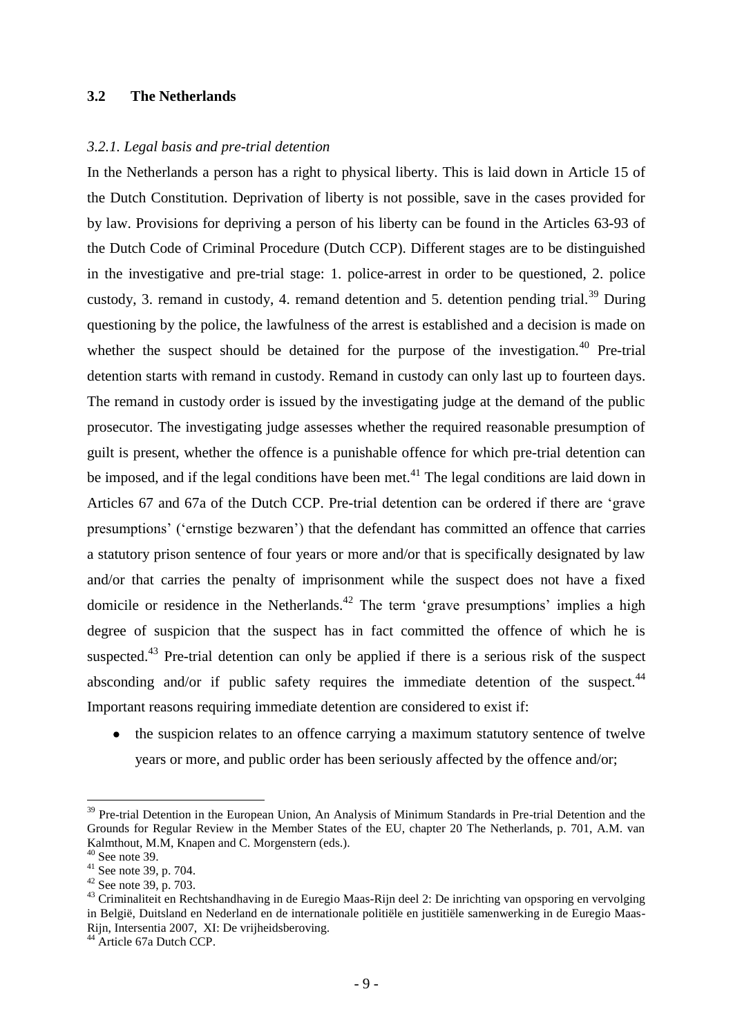## 3.2 The Netherlands

### *3.2.1. Legal basis and pre-trial detention*

In the Netherlands a person has a right to physical liberty. This is laid down in Article 15 of the Dutch Constitution. Deprivation of liberty is not possible, save in the cases provided for by law. Provisions for depriving a person of his liberty can be found in the Articles 63-93 of the Dutch Code of Criminal Procedure (Dutch CCP). Different stages are to be distinguished in the investigative and pre-trial stage: 1. police-arrest in order to be questioned, 2. police custody, 3. remand in custody, 4. remand detention and 5. detention pending trial.[39] During questioning by the police, the lawfulness of the arrest is established and a decision is made on whether the suspect should be detained for the purpose of the investigation.[40] Pre-trial detention starts with remand in custody. Remand in custody can only last up to fourteen days. The remand in custody order is issued by the investigating judge at the demand of the public prosecutor. The investigating judge assesses whether the required reasonable presumption of guilt is present, whether the offence is a punishable offence for which pre-trial detention can be imposed, and if the legal conditions have been met.[41] The legal conditions are laid down in Articles 67 and 67a of the Dutch CCP. Pre-trial detention can be ordered if there are 'grave presumptions' ('ernstige bezwaren') that the defendant has committed an offence that carries a statutory prison sentence of four years or more and/or that is specifically designated by law and/or that carries the penalty of imprisonment while the suspect does not have a fixed domicile or residence in the Netherlands.[42] The term 'grave presumptions' implies a high degree of suspicion that the suspect has in fact committed the offence of which he is suspected.[43] Pre-trial detention can only be applied if there is a serious risk of the suspect absconding and/or if public safety requires the immediate detention of the suspect.[44] Important reasons requiring immediate detention are considered to exist if:

- the suspicion relates to an offence carrying a maximum statutory sentence of twelve years or more, and public order has been seriously affected by the offence and/or;

---

[39] Pre-trial Detention in the European Union, An Analysis of Minimum Standards in Pre-trial Detention and the Grounds for Regular Review in the Member States of the EU, chapter 20 The Netherlands, p. 701, A.M. van Kalmthout, M.M, Knapen and C. Morgenstern (eds.).

[40] See note 39.

[41] See note 39, p. 704.

[42] See note 39, p. 703.

[43] Criminaliteit en Rechtshandhaving in de Euregio Maas-Rijn deel 2: De inrichting van opsporing en vervolging in België, Duitsland en Nederland en de internationale politiële en justitiële samenwerking in de Euregio Maas-Rijn, Intersentia 2007, XI: De vrijheidsberoving.

[44] Article 67a Dutch CCP.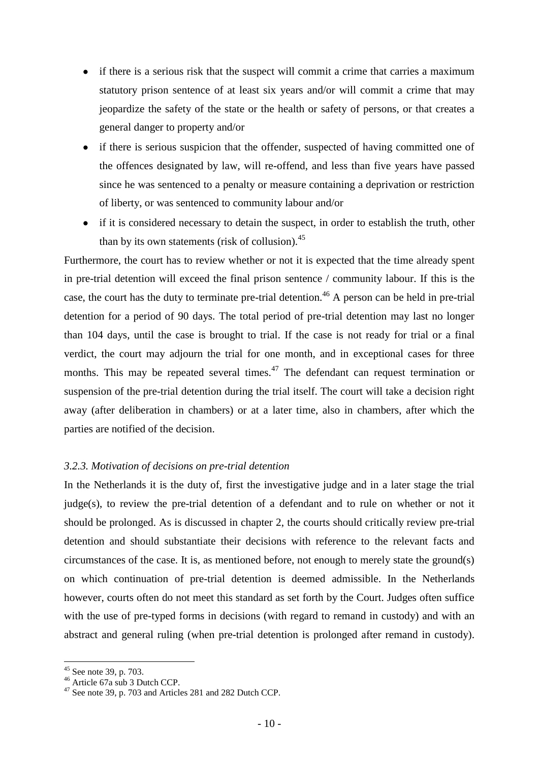- if there is a serious risk that the suspect will commit a crime that carries a maximum statutory prison sentence of at least six years and/or will commit a crime that may jeopardize the safety of the state or the health or safety of persons, or that creates a general danger to property and/or
- if there is serious suspicion that the offender, suspected of having committed one of the offences designated by law, will re-offend, and less than five years have passed since he was sentenced to a penalty or measure containing a deprivation or restriction of liberty, or was sentenced to community labour and/or
- if it is considered necessary to detain the suspect, in order to establish the truth, other than by its own statements (risk of collusion).[45]

Furthermore, the court has to review whether or not it is expected that the time already spent in pre-trial detention will exceed the final prison sentence / community labour. If this is the case, the court has the duty to terminate pre-trial detention.[46] A person can be held in pre-trial detention for a period of 90 days. The total period of pre-trial detention may last no longer than 104 days, until the case is brought to trial. If the case is not ready for trial or a final verdict, the court may adjourn the trial for one month, and in exceptional cases for three months. This may be repeated several times.[47] The defendant can request termination or suspension of the pre-trial detention during the trial itself. The court will take a decision right away (after deliberation in chambers) or at a later time, also in chambers, after which the parties are notified of the decision.

### *3.2.3. Motivation of decisions on pre-trial detention*

In the Netherlands it is the duty of, first the investigative judge and in a later stage the trial judge(s), to review the pre-trial detention of a defendant and to rule on whether or not it should be prolonged. As is discussed in chapter 2, the courts should critically review pre-trial detention and should substantiate their decisions with reference to the relevant facts and circumstances of the case. It is, as mentioned before, not enough to merely state the ground(s) on which continuation of pre-trial detention is deemed admissible. In the Netherlands however, courts often do not meet this standard as set forth by the Court. Judges often suffice with the use of pre-typed forms in decisions (with regard to remand in custody) and with an abstract and general ruling (when pre-trial detention is prolonged after remand in custody).

---

[45] See note 39, p. 703.

[46] Article 67a sub 3 Dutch CCP.

[47] See note 39, p. 703 and Articles 281 and 282 Dutch CCP.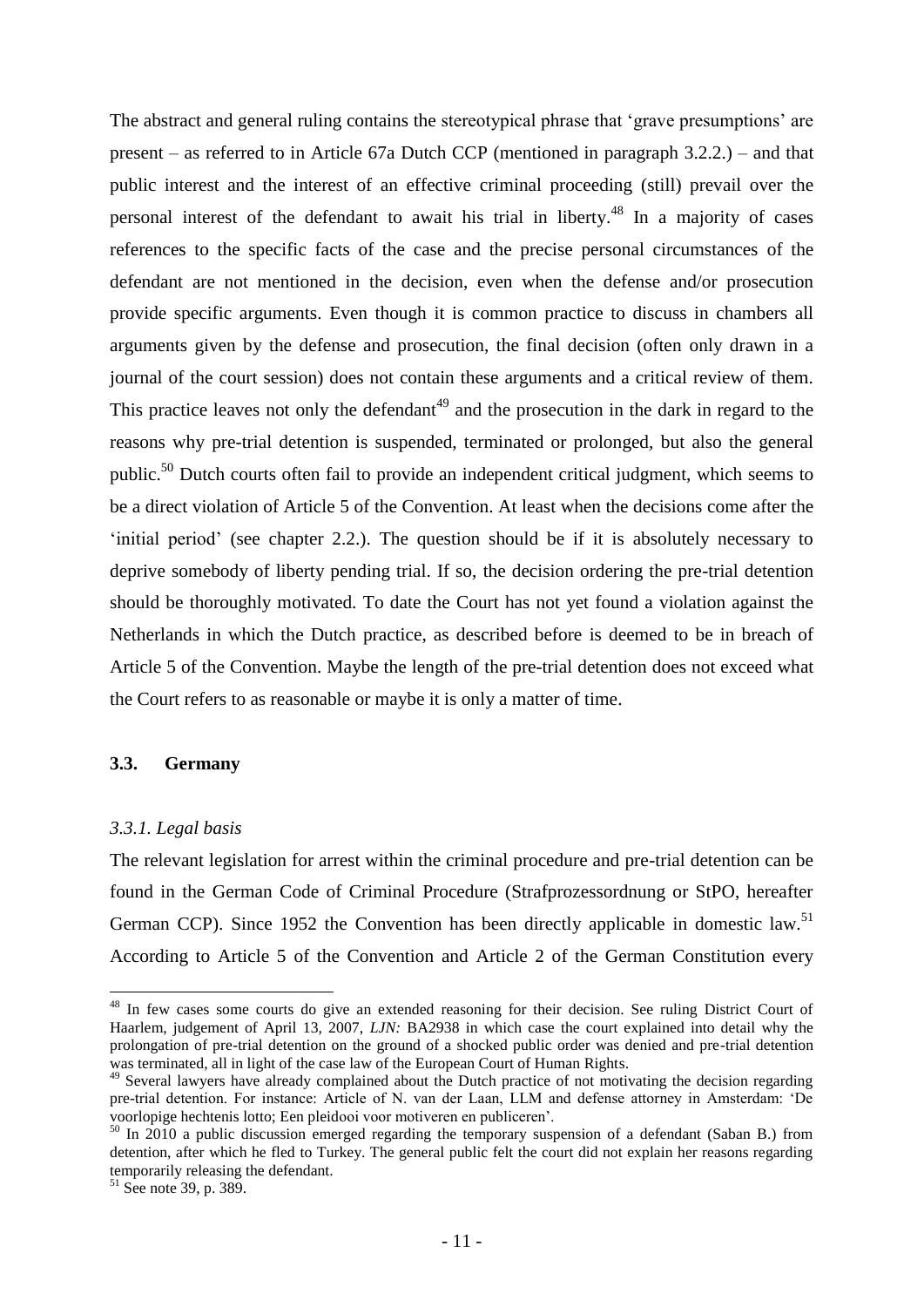The abstract and general ruling contains the stereotypical phrase that 'grave presumptions' are present – as referred to in Article 67a Dutch CCP (mentioned in paragraph 3.2.2.) – and that public interest and the interest of an effective criminal proceeding (still) prevail over the personal interest of the defendant to await his trial in liberty.[48] In a majority of cases references to the specific facts of the case and the precise personal circumstances of the defendant are not mentioned in the decision, even when the defense and/or prosecution provide specific arguments. Even though it is common practice to discuss in chambers all arguments given by the defense and prosecution, the final decision (often only drawn in a journal of the court session) does not contain these arguments and a critical review of them. This practice leaves not only the defendant[49] and the prosecution in the dark in regard to the reasons why pre-trial detention is suspended, terminated or prolonged, but also the general public.[50] Dutch courts often fail to provide an independent critical judgment, which seems to be a direct violation of Article 5 of the Convention. At least when the decisions come after the 'initial period' (see chapter 2.2.). The question should be if it is absolutely necessary to deprive somebody of liberty pending trial. If so, the decision ordering the pre-trial detention should be thoroughly motivated. To date the Court has not yet found a violation against the Netherlands in which the Dutch practice, as described before is deemed to be in breach of Article 5 of the Convention. Maybe the length of the pre-trial detention does not exceed what the Court refers to as reasonable or maybe it is only a matter of time.

### 3.3. Germany

*3.3.1. Legal basis*

The relevant legislation for arrest within the criminal procedure and pre-trial detention can be found in the German Code of Criminal Procedure (Strafprozessordnung or StPO, hereafter German CCP). Since 1952 the Convention has been directly applicable in domestic law.[51] According to Article 5 of the Convention and Article 2 of the German Constitution every

---

[48] In few cases some courts do give an extended reasoning for their decision. See ruling District Court of Haarlem, judgement of April 13, 2007, *LJN:* BA2938 in which case the court explained into detail why the prolongation of pre-trial detention on the ground of a shocked public order was denied and pre-trial detention was terminated, all in light of the case law of the European Court of Human Rights.

[49] Several lawyers have already complained about the Dutch practice of not motivating the decision regarding pre-trial detention. For instance: Article of N. van der Laan, LLM and defense attorney in Amsterdam: 'De voorlopige hechtenis lotto; Een pleidooi voor motiveren en publiceren'.

[50] In 2010 a public discussion emerged regarding the temporary suspension of a defendant (Saban B.) from detention, after which he fled to Turkey. The general public felt the court did not explain her reasons regarding temporarily releasing the defendant.

[51] See note 39, p. 389.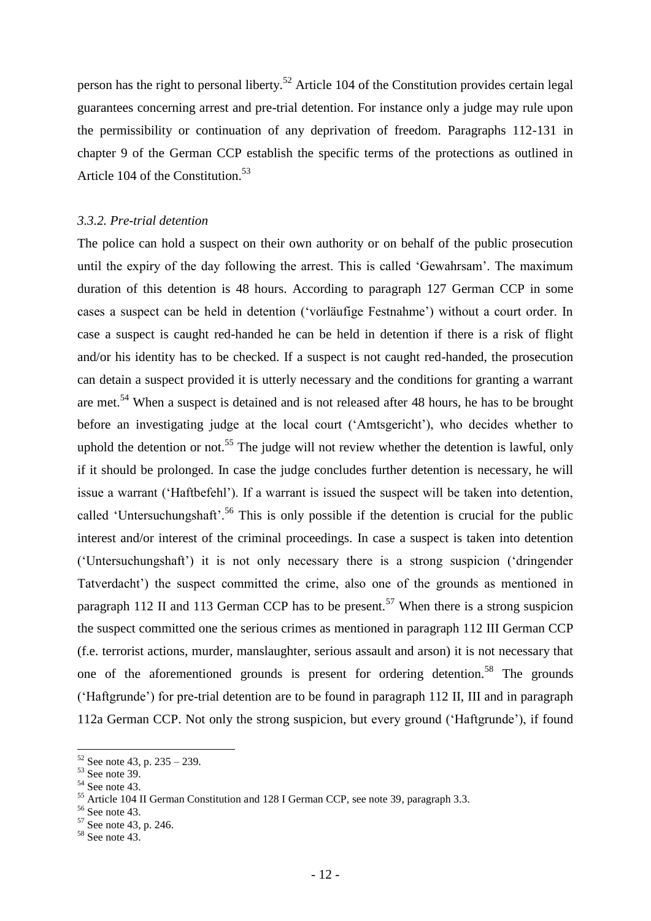person has the right to personal liberty.[52] Article 104 of the Constitution provides certain legal guarantees concerning arrest and pre-trial detention. For instance only a judge may rule upon the permissibility or continuation of any deprivation of freedom. Paragraphs 112-131 in chapter 9 of the German CCP establish the specific terms of the protections as outlined in Article 104 of the Constitution.[53]

### *3.3.2. Pre-trial detention*

The police can hold a suspect on their own authority or on behalf of the public prosecution until the expiry of the day following the arrest. This is called 'Gewahrsam'. The maximum duration of this detention is 48 hours. According to paragraph 127 German CCP in some cases a suspect can be held in detention ('vorläufige Festnahme') without a court order. In case a suspect is caught red-handed he can be held in detention if there is a risk of flight and/or his identity has to be checked. If a suspect is not caught red-handed, the prosecution can detain a suspect provided it is utterly necessary and the conditions for granting a warrant are met.[54] When a suspect is detained and is not released after 48 hours, he has to be brought before an investigating judge at the local court ('Amtsgericht'), who decides whether to uphold the detention or not.[55] The judge will not review whether the detention is lawful, only if it should be prolonged. In case the judge concludes further detention is necessary, he will issue a warrant ('Haftbefehl'). If a warrant is issued the suspect will be taken into detention, called 'Untersuchungshaft'.[56] This is only possible if the detention is crucial for the public interest and/or interest of the criminal proceedings. In case a suspect is taken into detention ('Untersuchungshaft') it is not only necessary there is a strong suspicion ('dringender Tatverdacht') the suspect committed the crime, also one of the grounds as mentioned in paragraph 112 II and 113 German CCP has to be present.[57] When there is a strong suspicion the suspect committed one the serious crimes as mentioned in paragraph 112 III German CCP (f.e. terrorist actions, murder, manslaughter, serious assault and arson) it is not necessary that one of the aforementioned grounds is present for ordering detention.[58] The grounds ('Haftgrunde') for pre-trial detention are to be found in paragraph 112 II, III and in paragraph 112a German CCP. Not only the strong suspicion, but every ground ('Haftgrunde'), if found

---

[52] See note 43, p. 235 – 239.
[53] See note 39.
[54] See note 43.
[55] Article 104 II German Constitution and 128 I German CCP, see note 39, paragraph 3.3.
[56] See note 43.
[57] See note 43, p. 246.
[58] See note 43.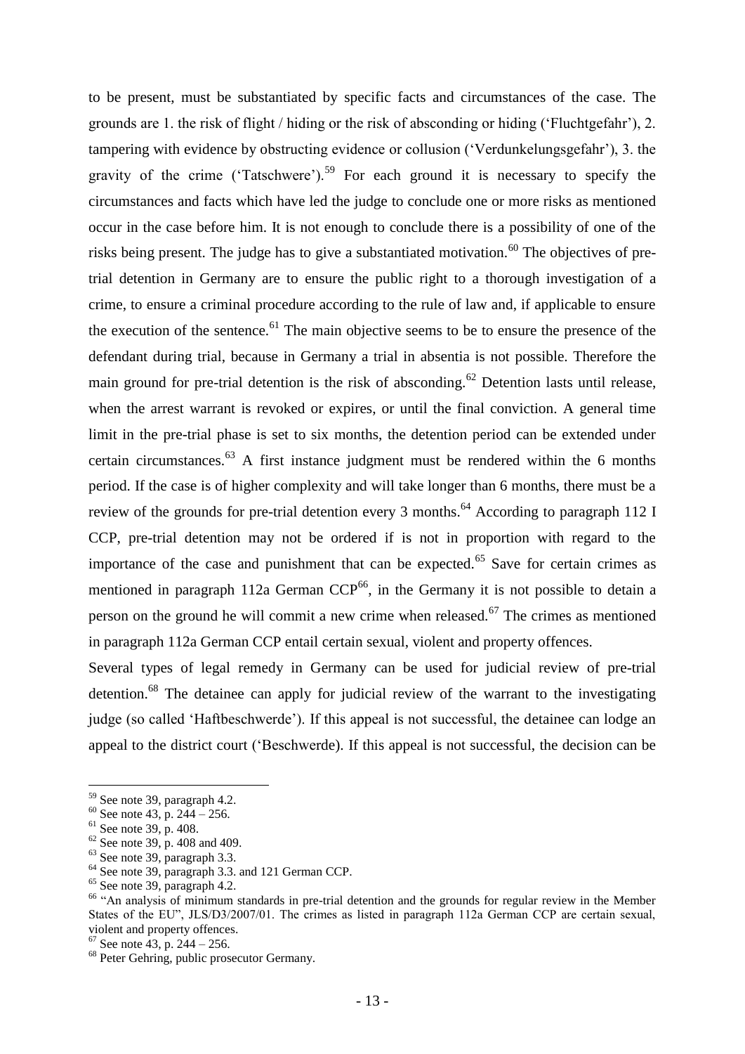to be present, must be substantiated by specific facts and circumstances of the case. The grounds are 1. the risk of flight / hiding or the risk of absconding or hiding ('Fluchtgefahr'), 2. tampering with evidence by obstructing evidence or collusion ('Verdunkelungsgefahr'), 3. the gravity of the crime ('Tatschwere').[59] For each ground it is necessary to specify the circumstances and facts which have led the judge to conclude one or more risks as mentioned occur in the case before him. It is not enough to conclude there is a possibility of one of the risks being present. The judge has to give a substantiated motivation.[60] The objectives of pre-trial detention in Germany are to ensure the public right to a thorough investigation of a crime, to ensure a criminal procedure according to the rule of law and, if applicable to ensure the execution of the sentence.[61] The main objective seems to be to ensure the presence of the defendant during trial, because in Germany a trial in absentia is not possible. Therefore the main ground for pre-trial detention is the risk of absconding.[62] Detention lasts until release, when the arrest warrant is revoked or expires, or until the final conviction. A general time limit in the pre-trial phase is set to six months, the detention period can be extended under certain circumstances.[63] A first instance judgment must be rendered within the 6 months period. If the case is of higher complexity and will take longer than 6 months, there must be a review of the grounds for pre-trial detention every 3 months.[64] According to paragraph 112 I CCP, pre-trial detention may not be ordered if is not in proportion with regard to the importance of the case and punishment that can be expected.[65] Save for certain crimes as mentioned in paragraph 112a German CCP[66], in the Germany it is not possible to detain a person on the ground he will commit a new crime when released.[67] The crimes as mentioned in paragraph 112a German CCP entail certain sexual, violent and property offences.

Several types of legal remedy in Germany can be used for judicial review of pre-trial detention.[68] The detainee can apply for judicial review of the warrant to the investigating judge (so called 'Haftbeschwerde'). If this appeal is not successful, the detainee can lodge an appeal to the district court ('Beschwerde). If this appeal is not successful, the decision can be

---

[59] See note 39, paragraph 4.2.

[60] See note 43, p. 244 – 256.

[61] See note 39, p. 408.

[62] See note 39, p. 408 and 409.

[63] See note 39, paragraph 3.3.

[64] See note 39, paragraph 3.3. and 121 German CCP.

[65] See note 39, paragraph 4.2.

[66] "An analysis of minimum standards in pre-trial detention and the grounds for regular review in the Member States of the EU", JLS/D3/2007/01. The crimes as listed in paragraph 112a German CCP are certain sexual, violent and property offences.

[67] See note 43, p. 244 – 256.

[68] Peter Gehring, public prosecutor Germany.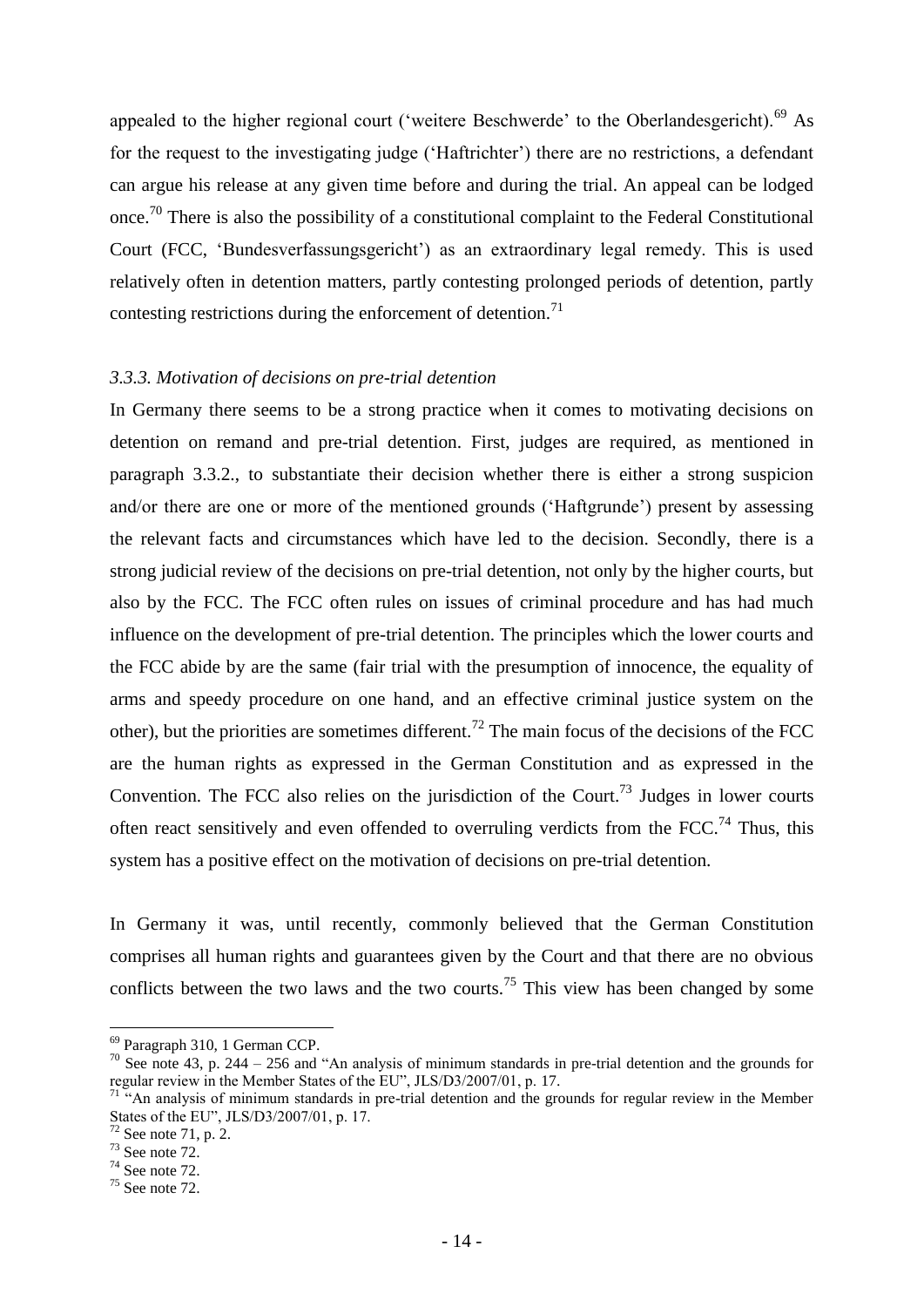appealed to the higher regional court ('weitere Beschwerde' to the Oberlandesgericht).[69] As for the request to the investigating judge ('Haftrichter') there are no restrictions, a defendant can argue his release at any given time before and during the trial. An appeal can be lodged once.[70] There is also the possibility of a constitutional complaint to the Federal Constitutional Court (FCC, 'Bundesverfassungsgericht') as an extraordinary legal remedy. This is used relatively often in detention matters, partly contesting prolonged periods of detention, partly contesting restrictions during the enforcement of detention.[71]

### *3.3.3. Motivation of decisions on pre-trial detention*

In Germany there seems to be a strong practice when it comes to motivating decisions on detention on remand and pre-trial detention. First, judges are required, as mentioned in paragraph 3.3.2., to substantiate their decision whether there is either a strong suspicion and/or there are one or more of the mentioned grounds ('Haftgrunde') present by assessing the relevant facts and circumstances which have led to the decision. Secondly, there is a strong judicial review of the decisions on pre-trial detention, not only by the higher courts, but also by the FCC. The FCC often rules on issues of criminal procedure and has had much influence on the development of pre-trial detention. The principles which the lower courts and the FCC abide by are the same (fair trial with the presumption of innocence, the equality of arms and speedy procedure on one hand, and an effective criminal justice system on the other), but the priorities are sometimes different.[72] The main focus of the decisions of the FCC are the human rights as expressed in the German Constitution and as expressed in the Convention. The FCC also relies on the jurisdiction of the Court.[73] Judges in lower courts often react sensitively and even offended to overruling verdicts from the FCC.[74] Thus, this system has a positive effect on the motivation of decisions on pre-trial detention.

In Germany it was, until recently, commonly believed that the German Constitution comprises all human rights and guarantees given by the Court and that there are no obvious conflicts between the two laws and the two courts.[75] This view has been changed by some

---

[69] Paragraph 310, 1 German CCP.

[70] See note 43, p. 244 – 256 and "An analysis of minimum standards in pre-trial detention and the grounds for regular review in the Member States of the EU", JLS/D3/2007/01, p. 17.

[71] "An analysis of minimum standards in pre-trial detention and the grounds for regular review in the Member States of the EU", JLS/D3/2007/01, p. 17.

[72] See note 71, p. 2.

[73] See note 72.

[74] See note 72.

[75] See note 72.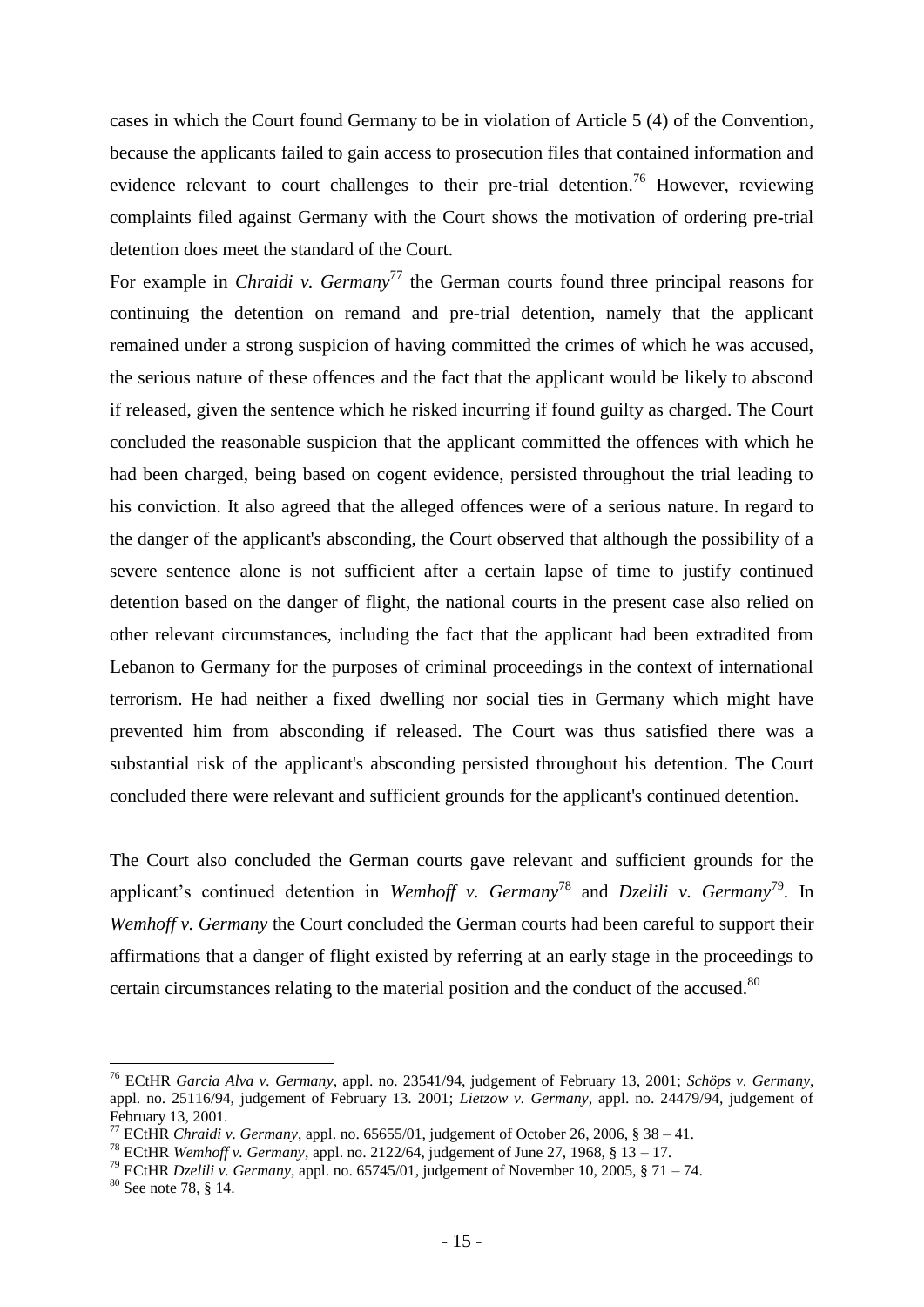cases in which the Court found Germany to be in violation of Article 5 (4) of the Convention, because the applicants failed to gain access to prosecution files that contained information and evidence relevant to court challenges to their pre-trial detention.[76] However, reviewing complaints filed against Germany with the Court shows the motivation of ordering pre-trial detention does meet the standard of the Court.

For example in *Chraidi v. Germany*[77] the German courts found three principal reasons for continuing the detention on remand and pre-trial detention, namely that the applicant remained under a strong suspicion of having committed the crimes of which he was accused, the serious nature of these offences and the fact that the applicant would be likely to abscond if released, given the sentence which he risked incurring if found guilty as charged. The Court concluded the reasonable suspicion that the applicant committed the offences with which he had been charged, being based on cogent evidence, persisted throughout the trial leading to his conviction. It also agreed that the alleged offences were of a serious nature. In regard to the danger of the applicant's absconding, the Court observed that although the possibility of a severe sentence alone is not sufficient after a certain lapse of time to justify continued detention based on the danger of flight, the national courts in the present case also relied on other relevant circumstances, including the fact that the applicant had been extradited from Lebanon to Germany for the purposes of criminal proceedings in the context of international terrorism. He had neither a fixed dwelling nor social ties in Germany which might have prevented him from absconding if released. The Court was thus satisfied there was a substantial risk of the applicant's absconding persisted throughout his detention. The Court concluded there were relevant and sufficient grounds for the applicant's continued detention.

The Court also concluded the German courts gave relevant and sufficient grounds for the applicant's continued detention in *Wemhoff v. Germany*[78] and *Dzelili v. Germany*[79]. In *Wemhoff v. Germany* the Court concluded the German courts had been careful to support their affirmations that a danger of flight existed by referring at an early stage in the proceedings to certain circumstances relating to the material position and the conduct of the accused.[80]

---

[76] ECtHR *Garcia Alva v. Germany*, appl. no. 23541/94, judgement of February 13, 2001; *Schöps v. Germany*, appl. no. 25116/94, judgement of February 13. 2001; *Lietzow v. Germany*, appl. no. 24479/94, judgement of February 13, 2001.

[77] ECtHR *Chraidi v. Germany*, appl. no. 65655/01, judgement of October 26, 2006, § 38 – 41.

[78] ECtHR *Wemhoff v. Germany*, appl. no. 2122/64, judgement of June 27, 1968, § 13 – 17.

[79] ECtHR *Dzelili v. Germany*, appl. no. 65745/01, judgement of November 10, 2005, § 71 – 74.

[80] See note 78, § 14.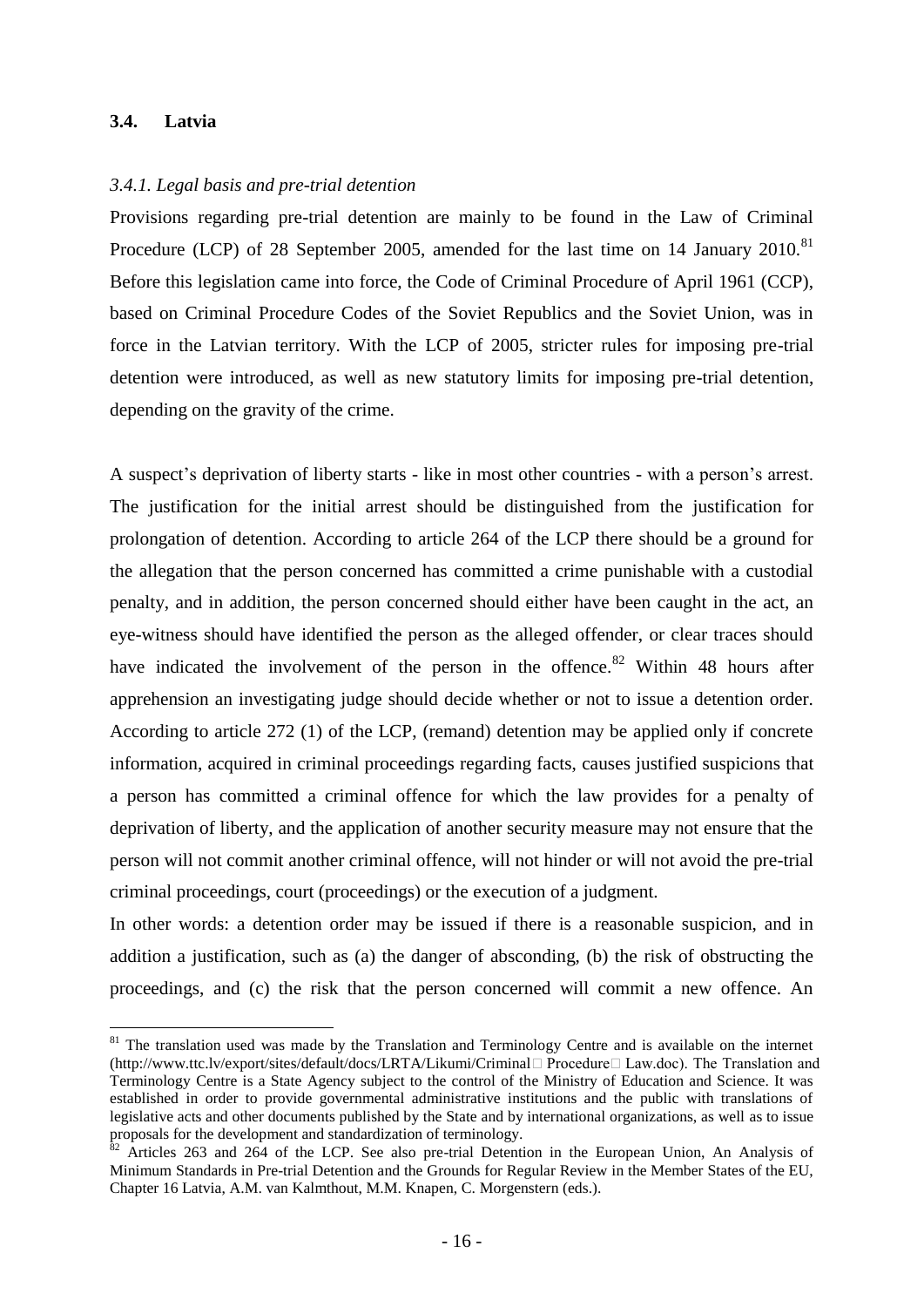### 3.4. Latvia

*3.4.1. Legal basis and pre-trial detention*

Provisions regarding pre-trial detention are mainly to be found in the Law of Criminal Procedure (LCP) of 28 September 2005, amended for the last time on 14 January 2010.[81] Before this legislation came into force, the Code of Criminal Procedure of April 1961 (CCP), based on Criminal Procedure Codes of the Soviet Republics and the Soviet Union, was in force in the Latvian territory. With the LCP of 2005, stricter rules for imposing pre-trial detention were introduced, as well as new statutory limits for imposing pre-trial detention, depending on the gravity of the crime.

A suspect's deprivation of liberty starts - like in most other countries - with a person's arrest. The justification for the initial arrest should be distinguished from the justification for prolongation of detention. According to article 264 of the LCP there should be a ground for the allegation that the person concerned has committed a crime punishable with a custodial penalty, and in addition, the person concerned should either have been caught in the act, an eye-witness should have identified the person as the alleged offender, or clear traces should have indicated the involvement of the person in the offence.[82] Within 48 hours after apprehension an investigating judge should decide whether or not to issue a detention order. According to article 272 (1) of the LCP, (remand) detention may be applied only if concrete information, acquired in criminal proceedings regarding facts, causes justified suspicions that a person has committed a criminal offence for which the law provides for a penalty of deprivation of liberty, and the application of another security measure may not ensure that the person will not commit another criminal offence, will not hinder or will not avoid the pre-trial criminal proceedings, court (proceedings) or the execution of a judgment.

In other words: a detention order may be issued if there is a reasonable suspicion, and in addition a justification, such as (a) the danger of absconding, (b) the risk of obstructing the proceedings, and (c) the risk that the person concerned will commit a new offence. An

---

[81] The translation used was made by the Translation and Terminology Centre and is available on the internet (http://www.ttc.lv/export/sites/default/docs/LRTA/Likumi/Criminal Procedure Law.doc). The Translation and Terminology Centre is a State Agency subject to the control of the Ministry of Education and Science. It was established in order to provide governmental administrative institutions and the public with translations of legislative acts and other documents published by the State and by international organizations, as well as to issue proposals for the development and standardization of terminology.

[82] Articles 263 and 264 of the LCP. See also pre-trial Detention in the European Union, An Analysis of Minimum Standards in Pre-trial Detention and the Grounds for Regular Review in the Member States of the EU, Chapter 16 Latvia, A.M. van Kalmthout, M.M. Knapen, C. Morgenstern (eds.).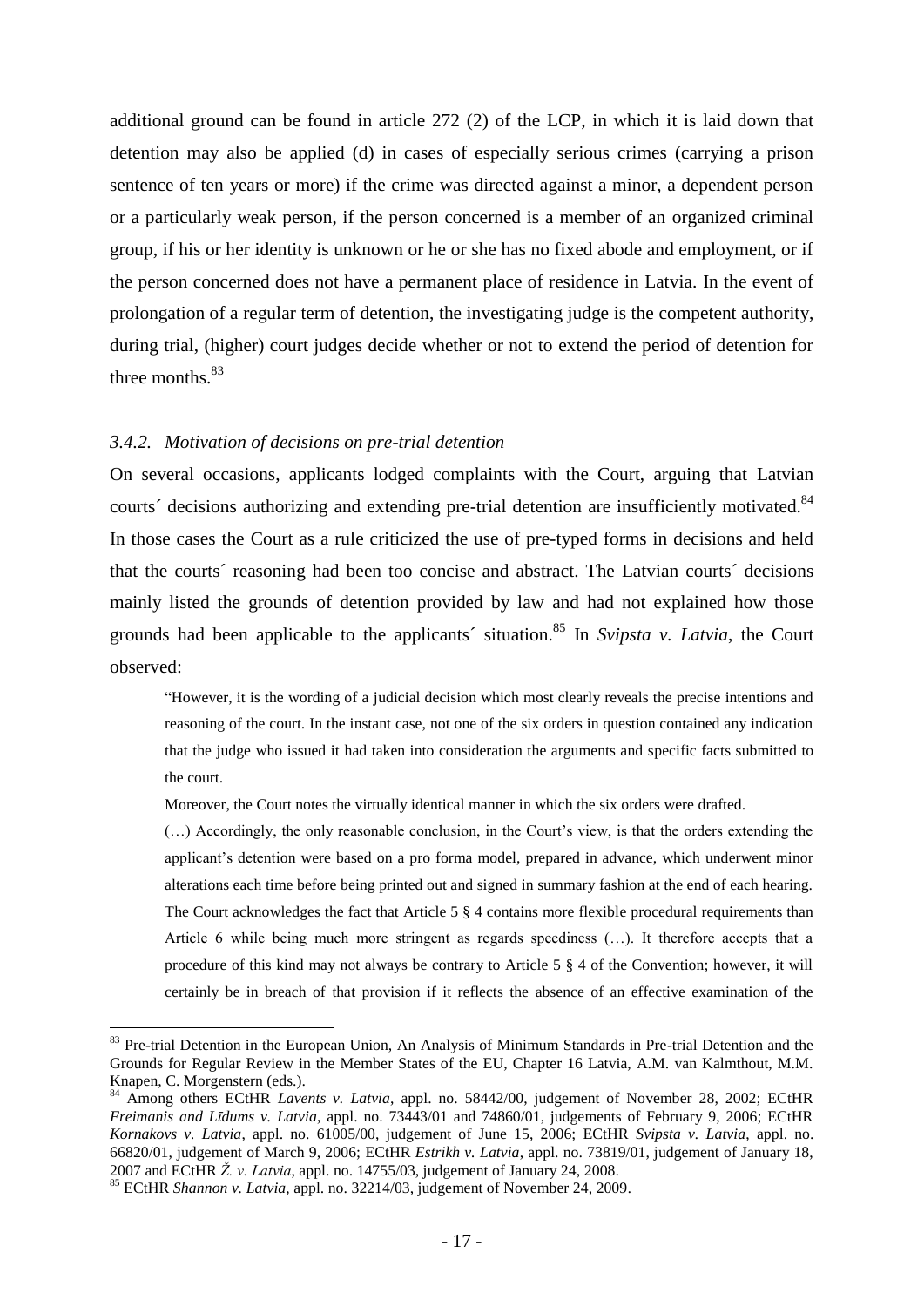additional ground can be found in article 272 (2) of the LCP, in which it is laid down that detention may also be applied (d) in cases of especially serious crimes (carrying a prison sentence of ten years or more) if the crime was directed against a minor, a dependent person or a particularly weak person, if the person concerned is a member of an organized criminal group, if his or her identity is unknown or he or she has no fixed abode and employment, or if the person concerned does not have a permanent place of residence in Latvia. In the event of prolongation of a regular term of detention, the investigating judge is the competent authority, during trial, (higher) court judges decide whether or not to extend the period of detention for three months.[83]

### *3.4.2. Motivation of decisions on pre-trial detention*

On several occasions, applicants lodged complaints with the Court, arguing that Latvian courts´ decisions authorizing and extending pre-trial detention are insufficiently motivated.[84] In those cases the Court as a rule criticized the use of pre-typed forms in decisions and held that the courts´ reasoning had been too concise and abstract. The Latvian courts´ decisions mainly listed the grounds of detention provided by law and had not explained how those grounds had been applicable to the applicants´ situation.[85] In *Svipsta v. Latvia*, the Court observed:

> "However, it is the wording of a judicial decision which most clearly reveals the precise intentions and reasoning of the court. In the instant case, not one of the six orders in question contained any indication that the judge who issued it had taken into consideration the arguments and specific facts submitted to the court.
>
> Moreover, the Court notes the virtually identical manner in which the six orders were drafted.
>
> (…) Accordingly, the only reasonable conclusion, in the Court's view, is that the orders extending the applicant's detention were based on a pro forma model, prepared in advance, which underwent minor alterations each time before being printed out and signed in summary fashion at the end of each hearing. The Court acknowledges the fact that Article 5 § 4 contains more flexible procedural requirements than Article 6 while being much more stringent as regards speediness (…). It therefore accepts that a procedure of this kind may not always be contrary to Article 5 § 4 of the Convention; however, it will certainly be in breach of that provision if it reflects the absence of an effective examination of the

---

[83] Pre-trial Detention in the European Union, An Analysis of Minimum Standards in Pre-trial Detention and the Grounds for Regular Review in the Member States of the EU, Chapter 16 Latvia, A.M. van Kalmthout, M.M. Knapen, C. Morgenstern (eds.).

[84] Among others ECtHR *Lavents v. Latvia*, appl. no. 58442/00, judgement of November 28, 2002; ECtHR *Freimanis and Līdums v. Latvia*, appl. no. 73443/01 and 74860/01, judgements of February 9, 2006; ECtHR *Kornakovs v. Latvia*, appl. no. 61005/00, judgement of June 15, 2006; ECtHR *Svipsta v. Latvia*, appl. no. 66820/01, judgement of March 9, 2006; ECtHR *Estrikh v. Latvia*, appl. no. 73819/01, judgement of January 18, 2007 and ECtHR *Ž. v. Latvia*, appl. no. 14755/03, judgement of January 24, 2008.

[85] ECtHR *Shannon v. Latvia*, appl. no. 32214/03, judgement of November 24, 2009.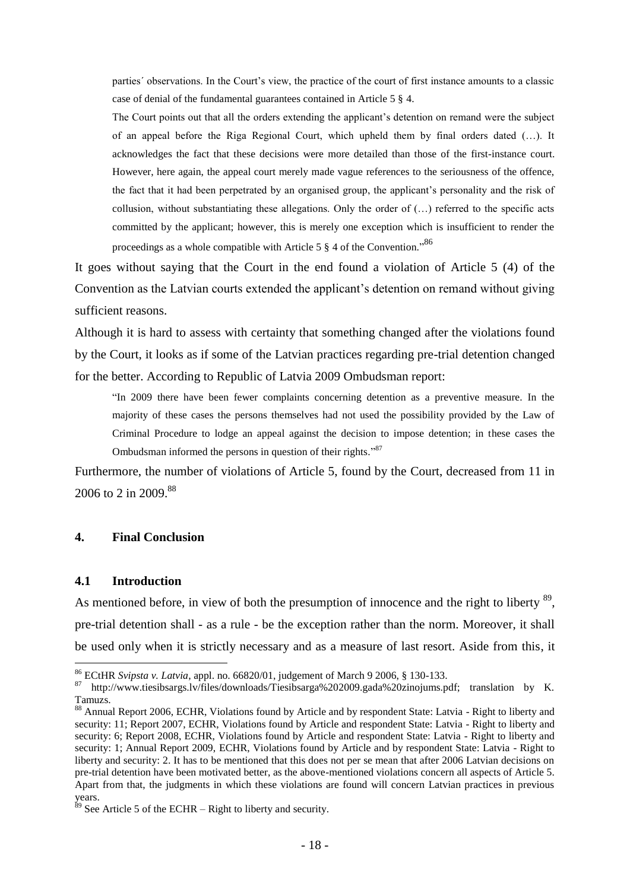> parties´ observations. In the Court's view, the practice of the court of first instance amounts to a classic case of denial of the fundamental guarantees contained in Article 5 § 4.
>
> The Court points out that all the orders extending the applicant's detention on remand were the subject of an appeal before the Riga Regional Court, which upheld them by final orders dated (…). It acknowledges the fact that these decisions were more detailed than those of the first-instance court. However, here again, the appeal court merely made vague references to the seriousness of the offence, the fact that it had been perpetrated by an organised group, the applicant's personality and the risk of collusion, without substantiating these allegations. Only the order of (…) referred to the specific acts committed by the applicant; however, this is merely one exception which is insufficient to render the proceedings as a whole compatible with Article 5 § 4 of the Convention."[86]

It goes without saying that the Court in the end found a violation of Article 5 (4) of the Convention as the Latvian courts extended the applicant's detention on remand without giving sufficient reasons.

Although it is hard to assess with certainty that something changed after the violations found by the Court, it looks as if some of the Latvian practices regarding pre-trial detention changed for the better. According to Republic of Latvia 2009 Ombudsman report:

> "In 2009 there have been fewer complaints concerning detention as a preventive measure. In the majority of these cases the persons themselves had not used the possibility provided by the Law of Criminal Procedure to lodge an appeal against the decision to impose detention; in these cases the Ombudsman informed the persons in question of their rights."[87]

Furthermore, the number of violations of Article 5, found by the Court, decreased from 11 in 2006 to 2 in 2009.[88]

## 4. Final Conclusion

### 4.1 Introduction

As mentioned before, in view of both the presumption of innocence and the right to liberty [89], pre-trial detention shall - as a rule - be the exception rather than the norm. Moreover, it shall be used only when it is strictly necessary and as a measure of last resort. Aside from this, it

---

[86] ECtHR *Svipsta v. Latvia*, appl. no. 66820/01, judgement of March 9 2006, § 130-133.

[87] http://www.tiesibsargs.lv/files/downloads/Tiesibsarga%202009.gada%20zinojums.pdf; translation by K. Tamuzs.

[88] Annual Report 2006, ECHR, Violations found by Article and by respondent State: Latvia - Right to liberty and security: 11; Report 2007, ECHR, Violations found by Article and respondent State: Latvia - Right to liberty and security: 6; Report 2008, ECHR, Violations found by Article and respondent State: Latvia - Right to liberty and security: 1; Annual Report 2009, ECHR, Violations found by Article and by respondent State: Latvia - Right to liberty and security: 2. It has to be mentioned that this does not per se mean that after 2006 Latvian decisions on pre-trial detention have been motivated better, as the above-mentioned violations concern all aspects of Article 5. Apart from that, the judgments in which these violations are found will concern Latvian practices in previous years.

[89] See Article 5 of the ECHR – Right to liberty and security.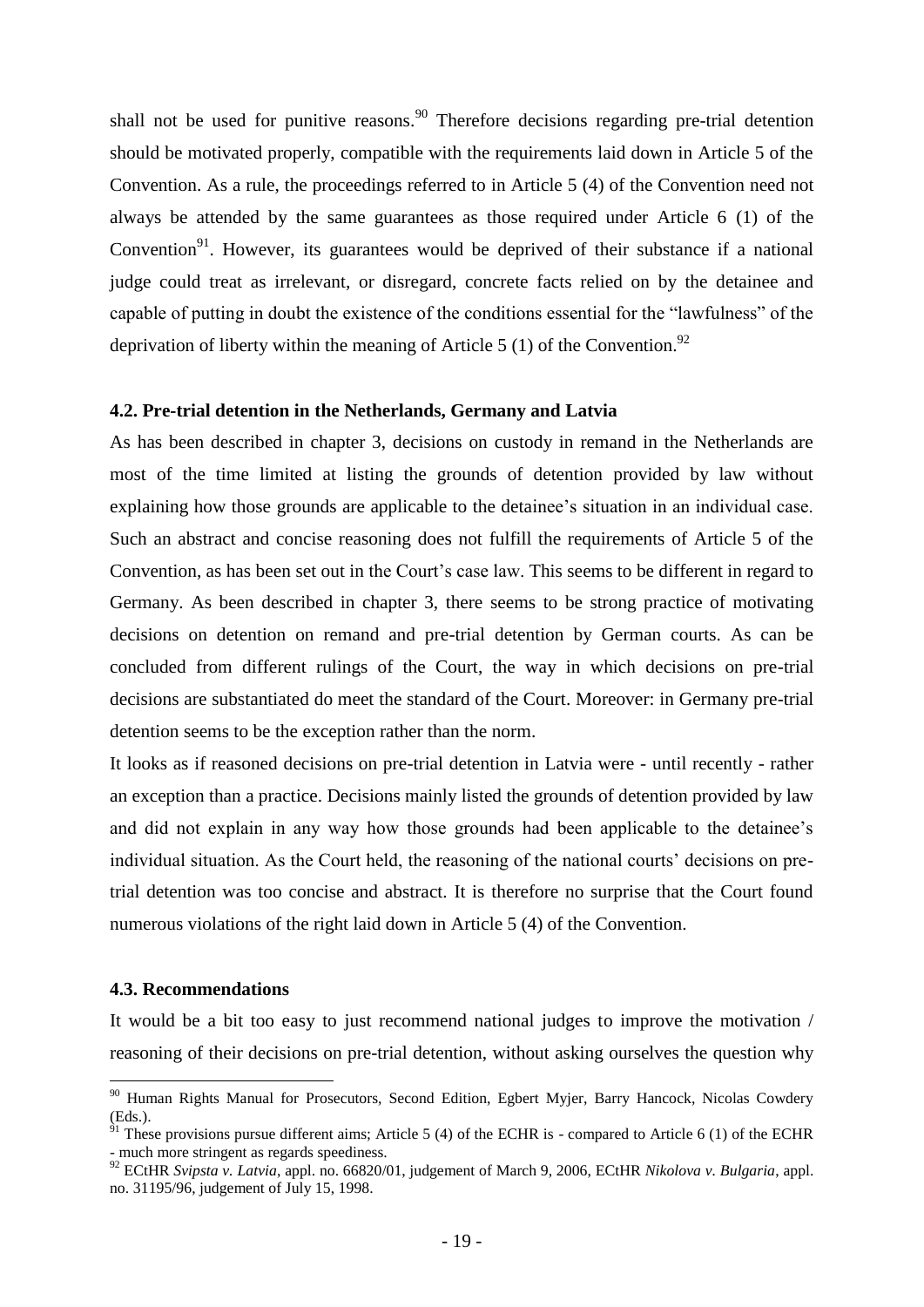shall not be used for punitive reasons.[90] Therefore decisions regarding pre-trial detention should be motivated properly, compatible with the requirements laid down in Article 5 of the Convention. As a rule, the proceedings referred to in Article 5 (4) of the Convention need not always be attended by the same guarantees as those required under Article 6 (1) of the Convention[91]. However, its guarantees would be deprived of their substance if a national judge could treat as irrelevant, or disregard, concrete facts relied on by the detainee and capable of putting in doubt the existence of the conditions essential for the "lawfulness" of the deprivation of liberty within the meaning of Article 5 (1) of the Convention.[92]

### 4.2. Pre-trial detention in the Netherlands, Germany and Latvia

As has been described in chapter 3, decisions on custody in remand in the Netherlands are most of the time limited at listing the grounds of detention provided by law without explaining how those grounds are applicable to the detainee's situation in an individual case. Such an abstract and concise reasoning does not fulfill the requirements of Article 5 of the Convention, as has been set out in the Court's case law. This seems to be different in regard to Germany. As been described in chapter 3, there seems to be strong practice of motivating decisions on detention on remand and pre-trial detention by German courts. As can be concluded from different rulings of the Court, the way in which decisions on pre-trial decisions are substantiated do meet the standard of the Court. Moreover: in Germany pre-trial detention seems to be the exception rather than the norm.

It looks as if reasoned decisions on pre-trial detention in Latvia were - until recently - rather an exception than a practice. Decisions mainly listed the grounds of detention provided by law and did not explain in any way how those grounds had been applicable to the detainee's individual situation. As the Court held, the reasoning of the national courts' decisions on pre-trial detention was too concise and abstract. It is therefore no surprise that the Court found numerous violations of the right laid down in Article 5 (4) of the Convention.

### 4.3. Recommendations

It would be a bit too easy to just recommend national judges to improve the motivation / reasoning of their decisions on pre-trial detention, without asking ourselves the question why

---

[90] Human Rights Manual for Prosecutors, Second Edition, Egbert Myjer, Barry Hancock, Nicolas Cowdery (Eds.).

[91] These provisions pursue different aims; Article 5 (4) of the ECHR is - compared to Article 6 (1) of the ECHR - much more stringent as regards speediness.

[92] ECtHR *Svipsta v. Latvia*, appl. no. 66820/01, judgement of March 9, 2006, ECtHR *Nikolova v. Bulgaria*, appl. no. 31195/96, judgement of July 15, 1998.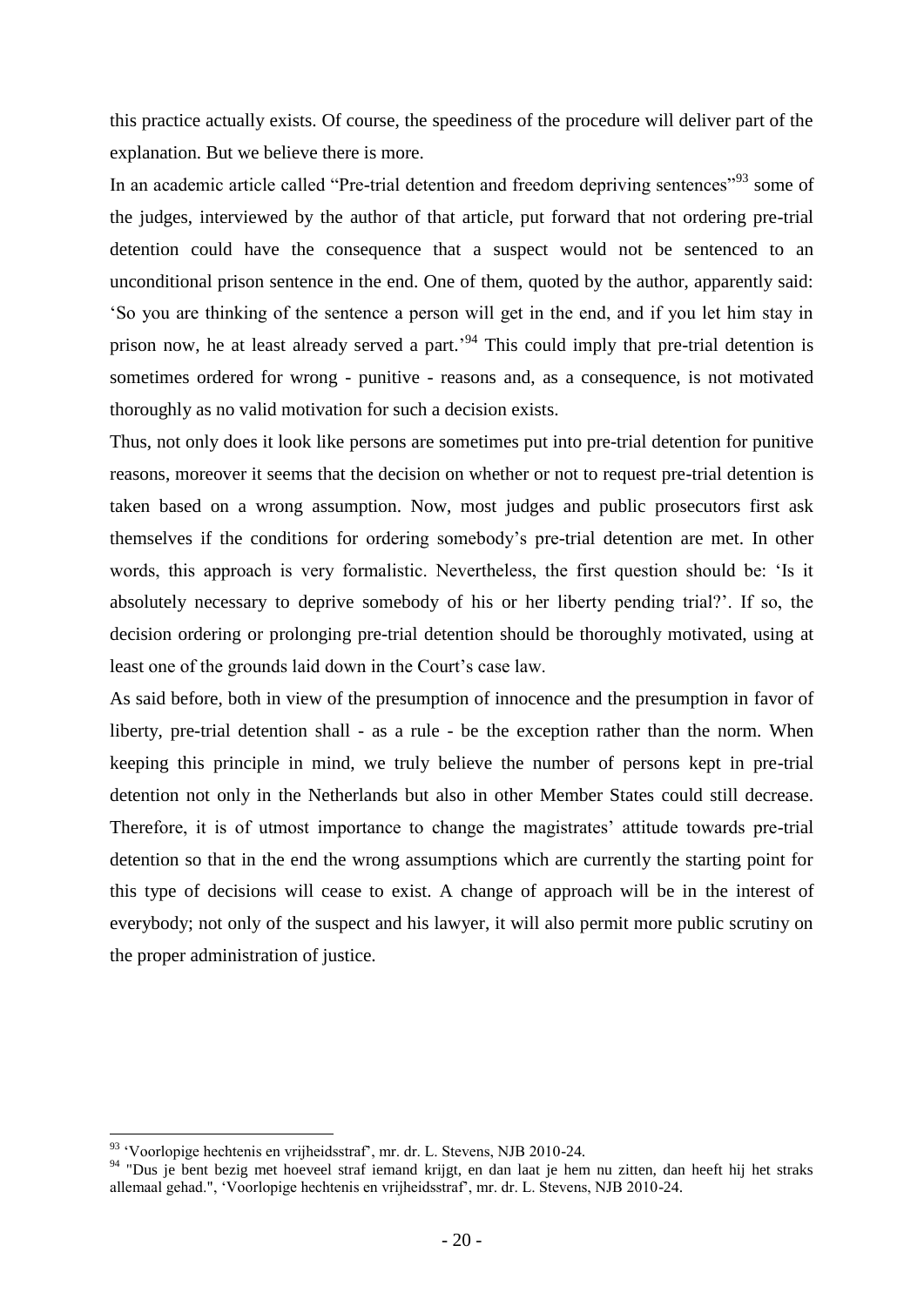this practice actually exists. Of course, the speediness of the procedure will deliver part of the explanation. But we believe there is more.

In an academic article called "Pre-trial detention and freedom depriving sentences"[93] some of the judges, interviewed by the author of that article, put forward that not ordering pre-trial detention could have the consequence that a suspect would not be sentenced to an unconditional prison sentence in the end. One of them, quoted by the author, apparently said: 'So you are thinking of the sentence a person will get in the end, and if you let him stay in prison now, he at least already served a part.'[94] This could imply that pre-trial detention is sometimes ordered for wrong - punitive - reasons and, as a consequence, is not motivated thoroughly as no valid motivation for such a decision exists.

Thus, not only does it look like persons are sometimes put into pre-trial detention for punitive reasons, moreover it seems that the decision on whether or not to request pre-trial detention is taken based on a wrong assumption. Now, most judges and public prosecutors first ask themselves if the conditions for ordering somebody's pre-trial detention are met. In other words, this approach is very formalistic. Nevertheless, the first question should be: 'Is it absolutely necessary to deprive somebody of his or her liberty pending trial?'. If so, the decision ordering or prolonging pre-trial detention should be thoroughly motivated, using at least one of the grounds laid down in the Court's case law.

As said before, both in view of the presumption of innocence and the presumption in favor of liberty, pre-trial detention shall - as a rule - be the exception rather than the norm. When keeping this principle in mind, we truly believe the number of persons kept in pre-trial detention not only in the Netherlands but also in other Member States could still decrease. Therefore, it is of utmost importance to change the magistrates' attitude towards pre-trial detention so that in the end the wrong assumptions which are currently the starting point for this type of decisions will cease to exist. A change of approach will be in the interest of everybody; not only of the suspect and his lawyer, it will also permit more public scrutiny on the proper administration of justice.

---

[93] 'Voorlopige hechtenis en vrijheidsstraf', mr. dr. L. Stevens, NJB 2010-24.

[94] "Dus je bent bezig met hoeveel straf iemand krijgt, en dan laat je hem nu zitten, dan heeft hij het straks allemaal gehad.", 'Voorlopige hechtenis en vrijheidsstraf', mr. dr. L. Stevens, NJB 2010-24.